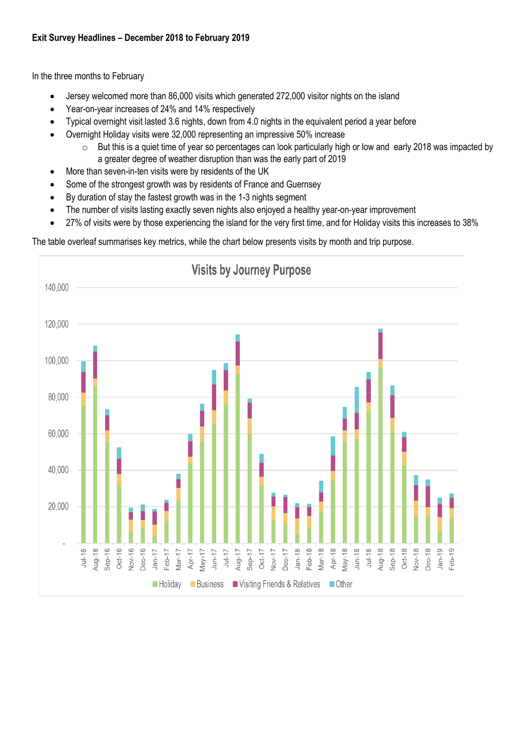**Exit Survey Headlines – December 2018 to February 2019**

In the three months to February

- Jersey welcomed more than 86,000 visits which generated 272,000 visitor nights on the island
- Year-on-year increases of 24% and 14% respectively
- Typical overnight visit lasted 3.6 nights, down from 4.0 nights in the equivalent period a year before
- Overnight Holiday visits were 32,000 representing an impressive 50% increase
    - But this is a quiet time of year so percentages can look particularly high or low and early 2018 was impacted by a greater degree of weather disruption than was the early part of 2019
- More than seven-in-ten visits were by residents of the UK
- Some of the strongest growth was by residents of France and Guernsey
- By duration of stay the fastest growth was in the 1-3 nights segment
- The number of visits lasting exactly seven nights also enjoyed a healthy year-on-year improvement
- 27% of visits were by those experiencing the island for the very first time, and for Holiday visits this increases to 38%

The table overleaf summarises key metrics, while the chart below presents visits by month and trip purpose.

**Visits by Journey Purpose**

Stacked bar chart: monthly visits (0 to 140,000) from Jul-16 to Feb-19, split by Holiday, Business, Visiting Friends & Relatives, Other.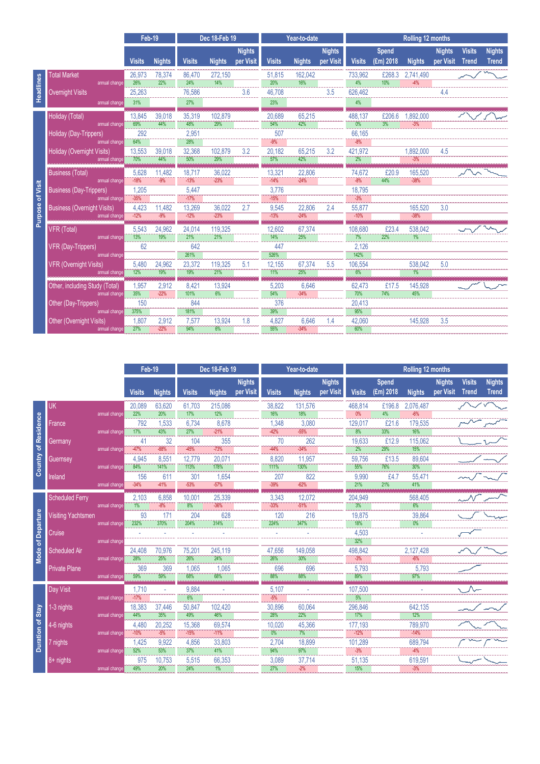| | | Feb-19 | | Dec 18-Feb 19 | | | Year-to-date | | | Rolling 12 months | | | | | |
|---|---|---|---|---|---|---|---|---|---|---|---|---|---|---|---|
| | | Visits | Nights | Visits | Nights | Nights per Visit | Visits | Nights | Nights per Visit | Visits | Spend (£m) 2018 | Nights | Nights per Visit | Visits Trend | Nights Trend |
| Headlines | Total Market | 26,973 | 78,374 | 86,470 | 272,150 | | 51,815 | 162,042 | | 733,962 | £268.3 | 2,741,490 | | | |
| | annual change | 26% | 22% | 24% | 14% | | 20% | 16% | | 4% | 10% | -4% | | | |
| | Overnight Visits | 25,263 | | 76,586 | | 3.6 | 46,708 | | 3.5 | 626,462 | | | 4.4 | | |
| | annual change | 31% | | 27% | | | 23% | | | 4% | | | | | |
| Purpose of Visit | Holiday (Total) | 13,845 | 39,018 | 35,319 | 102,879 | | 20,689 | 65,215 | | 488,137 | £206.6 | 1,892,000 | | | |
| | annual change | 69% | 44% | 48% | 29% | | 54% | 42% | | 0% | 3% | -3% | | | |
| | Holiday (Day-Trippers) | 292 | | 2,951 | | | 507 | | | 66,165 | | | | | |
| | annual change | 64% | | 28% | | | -9% | | | -8% | | | | | |
| | Holiday (Overnight Visits) | 13,553 | 39,018 | 32,368 | 102,879 | 3.2 | 20,182 | 65,215 | 3.2 | 421,972 | | 1,892,000 | 4.5 | | |
| | annual change | 70% | 44% | 50% | 29% | | 57% | 42% | | 2% | | -3% | | | |
| | Business (Total) | 5,628 | 11,482 | 18,717 | 36,022 | | 13,321 | 22,806 | | 74,672 | £20.9 | 165,520 | | | |
| | annual change | -18% | -9% | -13% | -23% | | -14% | -24% | | -8% | 44% | -38% | | | |
| | Business (Day-Trippers) | 1,205 | | 5,447 | | | 3,776 | | | 18,795 | | | | | |
| | annual change | -35% | | -17% | | | -15% | | | -3% | | | | | |
| | Business (Overnight Visits) | 4,423 | 11,482 | 13,269 | 36,022 | 2.7 | 9,545 | 22,806 | 2.4 | 55,877 | | 165,520 | 3.0 | | |
| | annual change | -12% | -9% | -12% | -23% | | -13% | -24% | | -10% | | -38% | | | |
| | VFR (Total) | 5,543 | 24,962 | 24,014 | 119,325 | | 12,602 | 67,374 | | 108,680 | £23.4 | 538,042 | | | |
| | annual change | 13% | 19% | 21% | 21% | | 14% | 25% | | 7% | 22% | 1% | | | |
| | VFR (Day-Trippers) | 62 | | 642 | | | 447 | | | 2,126 | | | | | |
| | annual change | | | 261% | | | 526% | | | 142% | | | | | |
| | VFR (Overnight Visits) | 5,480 | 24,962 | 23,372 | 119,325 | 5.1 | 12,155 | 67,374 | 5.5 | 106,554 | | 538,042 | 5.0 | | |
| | annual change | 12% | 19% | 19% | 21% | | 11% | 25% | | 6% | | 1% | | | |
| | Other, including Study (Total) | 1,957 | 2,912 | 8,421 | 13,924 | | 5,203 | 6,646 | | 62,473 | £17.5 | 145,928 | | | |
| | annual change | 35% | -22% | 101% | 6% | | 54% | -34% | | 70% | 74% | 45% | | | |
| | Other (Day-Trippers) | 150 | | 844 | | | 376 | | | 20,413 | | | | | |
| | annual change | 375% | | 181% | | | 39% | | | 95% | | | | | |
| | Other (Overnight Visits) | 1,807 | 2,912 | 7,577 | 13,924 | 1.8 | 4,827 | 6,646 | 1.4 | 42,060 | | 145,928 | 3.5 | | |
| | annual change | 27% | -22% | 94% | 6% | | 55% | -34% | | 60% | | | | | |

| | | Feb-19 | | Dec 18-Feb 19 | | | Year-to-date | | | Rolling 12 months | | | | | |
|---|---|---|---|---|---|---|---|---|---|---|---|---|---|---|---|
| | | Visits | Nights | Visits | Nights | Nights per Visit | Visits | Nights | Nights per Visit | Visits | Spend (£m) 2018 | Nights | Nights per Visit | Visits Trend | Nights Trend |
| Country of Residence | UK | 20,089 | 63,620 | 61,703 | 215,086 | | 38,822 | 131,576 | | 468,814 | £196.8 | 2,076,487 | | | |
| | annual change | 22% | 20% | 17% | 12% | | 16% | 18% | | 0% | 4% | -6% | | | |
| | France | 792 | 1,533 | 6,734 | 8,678 | | 1,348 | 3,080 | | 129,017 | £21.6 | 179,535 | | | |
| | annual change | 17% | 43% | 27% | -21% | | -42% | -55% | | 8% | 33% | 16% | | | |
| | Germany | 41 | 32 | 104 | 355 | | 70 | 262 | | 19,633 | £12.9 | 115,062 | | | |
| | annual change | -47% | -88% | -45% | -73% | | -44% | -34% | | 2% | 29% | 15% | | | |
| | Guernsey | 4,945 | 8,551 | 12,779 | 20,071 | | 8,820 | 11,957 | | 59,756 | £13.5 | 89,604 | | | |
| | annual change | 84% | 141% | 113% | 178% | | 111% | 130% | | 55% | 76% | 30% | | | |
| | Ireland | 156 | 611 | 301 | 1,654 | | 207 | 822 | | 9,990 | £4.7 | 55,471 | | | |
| | annual change | -34% | -41% | -53% | -57% | | -39% | -62% | | 21% | 21% | 41% | | | |
| Mode of Departure | Scheduled Ferry | 2,103 | 6,858 | 10,001 | 25,339 | | 3,343 | 12,072 | | 204,949 | | 568,405 | | | |
| | annual change | 1% | -8% | 8% | -36% | | -33% | -51% | | 3% | | 6% | | | |
| | Visiting Yachtsmen | 93 | 171 | 204 | 628 | | 120 | 216 | | 19,875 | | 39,864 | | | |
| | annual change | 232% | 370% | 204% | 314% | | 224% | 347% | | 18% | | 0% | | | |
| | Cruise | - | - | - | - | | - | - | | 4,503 | | - | | | |
| | annual change | | | | | | | | | 32% | | | | | |
| | Scheduled Air | 24,408 | 70,976 | 75,201 | 245,119 | | 47,656 | 149,058 | | 498,842 | | 2,127,428 | | | |
| | annual change | 28% | 25% | 26% | 24% | | 26% | 30% | | -3% | | -6% | | | |
| | Private Plane | 369 | 369 | 1,065 | 1,065 | | 696 | 696 | | 5,793 | | 5,793 | | | |
| | annual change | 59% | 59% | 68% | 68% | | 88% | 88% | | 89% | | 97% | | | |
| Duration of Stay | Day Visit | 1,710 | - | 9,884 | - | | 5,107 | - | | 107,500 | | - | | | |
| | annual change | -17% | | 6% | | | -5% | | | 5% | | | | | |
| | 1-3 nights | 18,383 | 37,446 | 50,847 | 102,420 | | 30,896 | 60,064 | | 296,846 | | 642,135 | | | |
| | annual change | 44% | 35% | 49% | 46% | | 28% | 22% | | 17% | | 12% | | | |
| | 4-6 nights | 4,480 | 20,252 | 15,368 | 69,574 | | 10,020 | 45,366 | | 177,193 | | 789,970 | | | |
| | annual change | -10% | -3% | -15% | -11% | | 0% | 7% | | -12% | | -14% | | | |
| | 7 nights | 1,425 | 9,922 | 4,856 | 33,803 | | 2,704 | 18,899 | | 101,289 | | 689,794 | | | |
| | annual change | 52% | 53% | 37% | 41% | | 94% | 97% | | -3% | | -4% | | | |
| | 8+ nights | 975 | 10,753 | 5,515 | 66,353 | | 3,089 | 37,714 | | 51,135 | | 619,591 | | | |
| | annual change | 49% | 20% | 24% | 1% | | 27% | -2% | | 15% | | -3% | | | |